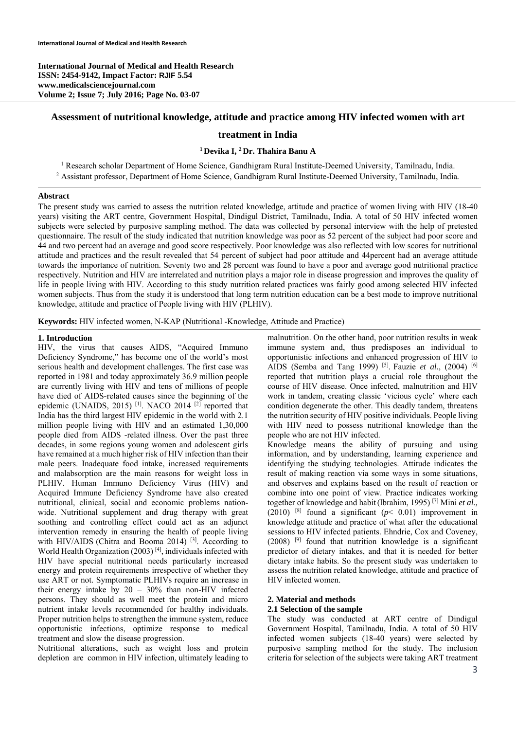# Assessment of nutritional knowledge, attitude and practice among HIV infected women with art treatment in India

**[1] Devika I, [2] Dr. Thahira Banu A**

[1] Research scholar Department of Home Science, Gandhigram Rural Institute-Deemed University, Tamilnadu, India.
[2] Assistant professor, Department of Home Science, Gandhigram Rural Institute-Deemed University, Tamilnadu, India.

### Abstract

The present study was carried to assess the nutrition related knowledge, attitude and practice of women living with HIV (18-40 years) visiting the ART centre, Government Hospital, Dindigul District, Tamilnadu, India. A total of 50 HIV infected women subjects were selected by purposive sampling method. The data was collected by personal interview with the help of pretested questionnaire. The result of the study indicated that nutrition knowledge was poor as 52 percent of the subject had poor score and 44 and two percent had an average and good score respectively. Poor knowledge was also reflected with low scores for nutritional attitude and practices and the result revealed that 54 percent of subject had poor attitude and 44percent had an average attitude towards the importance of nutrition. Seventy two and 28 percent was found to have a poor and average good nutritional practice respectively. Nutrition and HIV are interrelated and nutrition plays a major role in disease progression and improves the quality of life in people living with HIV. According to this study nutrition related practices was fairly good among selected HIV infected women subjects. Thus from the study it is understood that long term nutrition education can be a best mode to improve nutritional knowledge, attitude and practice of People living with HIV (PLHIV).

**Keywords:** HIV infected women, N-KAP (Nutritional -Knowledge, Attitude and Practice)

## 1. Introduction

HIV, the virus that causes AIDS, "Acquired Immuno Deficiency Syndrome," has become one of the world's most serious health and development challenges. The first case was reported in 1981 and today approximately 36.9 million people are currently living with HIV and tens of millions of people have died of AIDS-related causes since the beginning of the epidemic (UNAIDS, 2015) [1]. NACO 2014 [2] reported that India has the third largest HIV epidemic in the world with 2.1 million people living with HIV and an estimated 1,30,000 people died from AIDS -related illness. Over the past three decades, in some regions young women and adolescent girls have remained at a much higher risk of HIV infection than their male peers. Inadequate food intake, increased requirements and malabsorption are the main reasons for weight loss in PLHIV. Human Immuno Deficiency Virus (HIV) and Acquired Immune Deficiency Syndrome have also created nutritional, clinical, social and economic problems nation-wide. Nutritional supplement and drug therapy with great soothing and controlling effect could act as an adjunct intervention remedy in ensuring the health of people living with HIV/AIDS (Chitra and Booma 2014) [3]. According to World Health Organization (2003) [4], individuals infected with HIV have special nutritional needs particularly increased energy and protein requirements irrespective of whether they use ART or not. Symptomatic PLHIVs require an increase in their energy intake by 20 – 30% than non-HIV infected persons. They should as well meet the protein and micro nutrient intake levels recommended for healthy individuals. Proper nutrition helps to strengthen the immune system, reduce opportunistic infections, optimize response to medical treatment and slow the disease progression.

Nutritional alterations, such as weight loss and protein depletion are common in HIV infection, ultimately leading to malnutrition. On the other hand, poor nutrition results in weak immune system and, thus predisposes an individual to opportunistic infections and enhanced progression of HIV to AIDS (Semba and Tang 1999) [5]. Fauzie *et al.,* (2004) [6] reported that nutrition plays a crucial role throughout the course of HIV disease. Once infected, malnutrition and HIV work in tandem, creating classic 'vicious cycle' where each condition degenerate the other. This deadly tandem, threatens the nutrition security of HIV positive individuals. People living with HIV need to possess nutritional knowledge than the people who are not HIV infected.

Knowledge means the ability of pursuing and using information, and by understanding, learning experience and identifying the studying technologies. Attitude indicates the result of making reaction via some ways in some situations, and observes and explains based on the result of reaction or combine into one point of view. Practice indicates working together of knowledge and habit (lbrahim, 1995) [7] Mini *et al.,* (2010) [8] found a significant ($p < 0.01$) improvement in knowledge attitude and practice of what after the educational sessions to HIV infected patients. Ehndrie, Cox and Coveney, (2008) [9] found that nutrition knowledge is a significant predictor of dietary intakes, and that it is needed for better dietary intake habits. So the present study was undertaken to assess the nutrition related knowledge, attitude and practice of HIV infected women.

## 2. Material and methods

### 2.1 Selection of the sample

The study was conducted at ART centre of Dindigul Government Hospital, Tamilnadu, India. A total of 50 HIV infected women subjects (18-40 years) were selected by purposive sampling method for the study. The inclusion criteria for selection of the subjects were taking ART treatment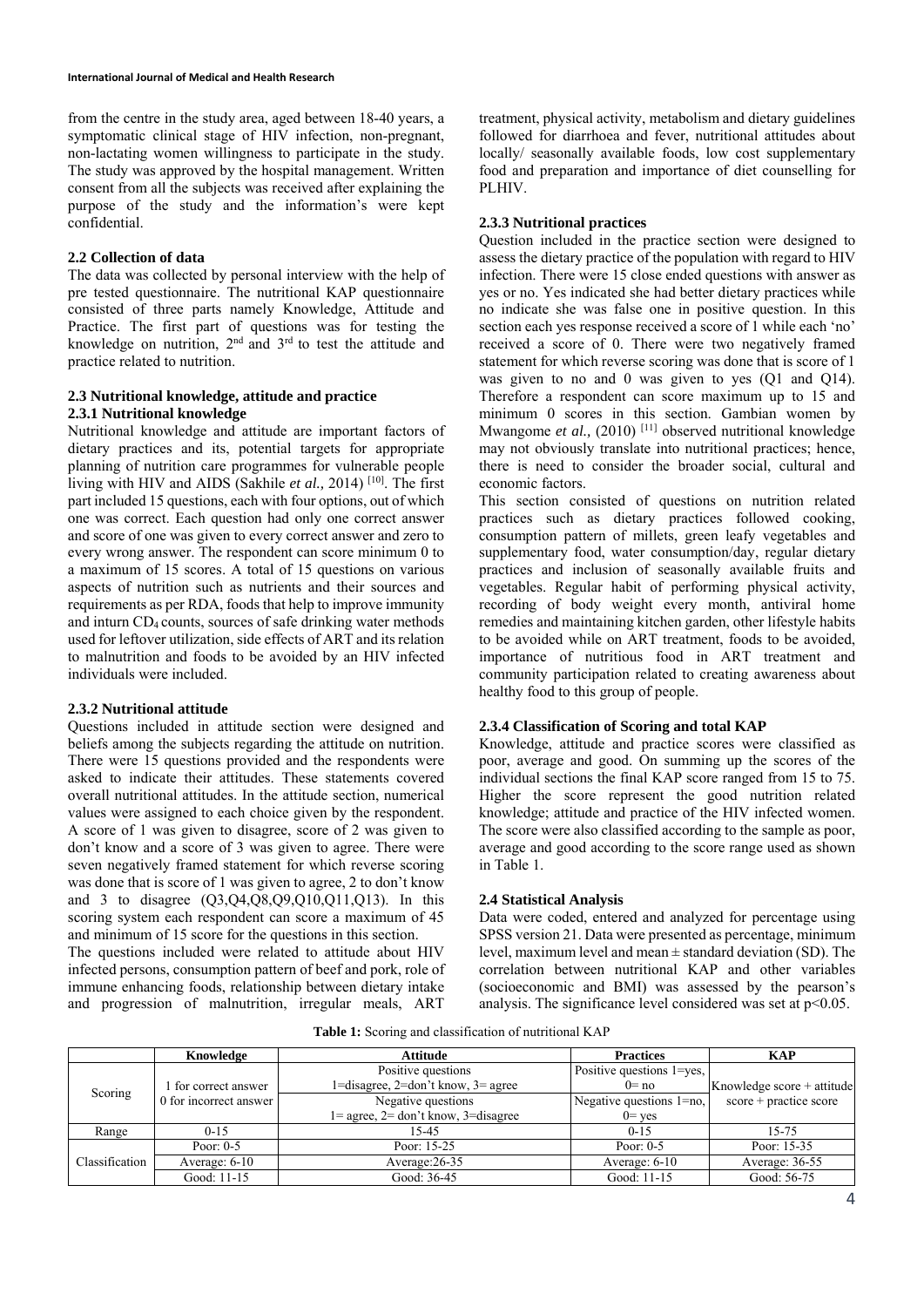from the centre in the study area, aged between 18-40 years, a symptomatic clinical stage of HIV infection, non-pregnant, non-lactating women willingness to participate in the study. The study was approved by the hospital management. Written consent from all the subjects was received after explaining the purpose of the study and the information's were kept confidential.

### 2.2 Collection of data

The data was collected by personal interview with the help of pre tested questionnaire. The nutritional KAP questionnaire consisted of three parts namely Knowledge, Attitude and Practice. The first part of questions was for testing the knowledge on nutrition, 2nd and 3rd to test the attitude and practice related to nutrition.

### 2.3 Nutritional knowledge, attitude and practice

#### 2.3.1 Nutritional knowledge

Nutritional knowledge and attitude are important factors of dietary practices and its, potential targets for appropriate planning of nutrition care programmes for vulnerable people living with HIV and AIDS (Sakhile *et al.,* 2014) [10]. The first part included 15 questions, each with four options, out of which one was correct. Each question had only one correct answer and score of one was given to every correct answer and zero to every wrong answer. The respondent can score minimum 0 to a maximum of 15 scores. A total of 15 questions on various aspects of nutrition such as nutrients and their sources and requirements as per RDA, foods that help to improve immunity and inturn $CD_4$ counts, sources of safe drinking water methods used for leftover utilization, side effects of ART and its relation to malnutrition and foods to be avoided by an HIV infected individuals were included.

#### 2.3.2 Nutritional attitude

Questions included in attitude section were designed and beliefs among the subjects regarding the attitude on nutrition. There were 15 questions provided and the respondents were asked to indicate their attitudes. These statements covered overall nutritional attitudes. In the attitude section, numerical values were assigned to each choice given by the respondent. A score of 1 was given to disagree, score of 2 was given to don't know and a score of 3 was given to agree. There were seven negatively framed statement for which reverse scoring was done that is score of 1 was given to agree, 2 to don't know and 3 to disagree (Q3,Q4,Q8,Q9,Q10,Q11,Q13). In this scoring system each respondent can score a maximum of 45 and minimum of 15 score for the questions in this section.

The questions included were related to attitude about HIV infected persons, consumption pattern of beef and pork, role of immune enhancing foods, relationship between dietary intake and progression of malnutrition, irregular meals, ART treatment, physical activity, metabolism and dietary guidelines followed for diarrhoea and fever, nutritional attitudes about locally/ seasonally available foods, low cost supplementary food and preparation and importance of diet counselling for PLHIV.

#### 2.3.3 Nutritional practices

Question included in the practice section were designed to assess the dietary practice of the population with regard to HIV infection. There were 15 close ended questions with answer as yes or no. Yes indicated she had better dietary practices while no indicate she was false one in positive question. In this section each yes response received a score of 1 while each 'no' received a score of 0. There were two negatively framed statement for which reverse scoring was done that is score of 1 was given to no and 0 was given to yes (Q1 and Q14). Therefore a respondent can score maximum up to 15 and minimum 0 scores in this section. Gambian women by Mwangome *et al.,* (2010) [11] observed nutritional knowledge may not obviously translate into nutritional practices; hence, there is need to consider the broader social, cultural and economic factors.

This section consisted of questions on nutrition related practices such as dietary practices followed cooking, consumption pattern of millets, green leafy vegetables and supplementary food, water consumption/day, regular dietary practices and inclusion of seasonally available fruits and vegetables. Regular habit of performing physical activity, recording of body weight every month, antiviral home remedies and maintaining kitchen garden, other lifestyle habits to be avoided while on ART treatment, foods to be avoided, importance of nutritious food in ART treatment and community participation related to creating awareness about healthy food to this group of people.

#### 2.3.4 Classification of Scoring and total KAP

Knowledge, attitude and practice scores were classified as poor, average and good. On summing up the scores of the individual sections the final KAP score ranged from 15 to 75. Higher the score represent the good nutrition related knowledge; attitude and practice of the HIV infected women. The score were also classified according to the sample as poor, average and good according to the score range used as shown in Table 1.

### 2.4 Statistical Analysis

Data were coded, entered and analyzed for percentage using SPSS version 21. Data were presented as percentage, minimum level, maximum level and mean ± standard deviation (SD). The correlation between nutritional KAP and other variables (socioeconomic and BMI) was assessed by the pearson's analysis. The significance level considered was set at $p<0.05$.

**Table 1:** Scoring and classification of nutritional KAP

| | Knowledge | Attitude | Practices | KAP |
|---|---|---|---|---|
| Scoring | 1 for correct answer<br>0 for incorrect answer | Positive questions<br>1=disagree, 2=don't know, 3= agree<br>Negative questions<br>1= agree, 2= don't know, 3=disagree | Positive questions 1=yes, 0= no<br>Negative questions 1=no, 0= yes | Knowledge score + attitude score + practice score |
| Range | 0-15 | 15-45 | 0-15 | 15-75 |
| Classification | Poor: 0-5 | Poor: 15-25 | Poor: 0-5 | Poor: 15-35 |
| | Average: 6-10 | Average:26-35 | Average: 6-10 | Average: 36-55 |
| | Good: 11-15 | Good: 36-45 | Good: 11-15 | Good: 56-75 |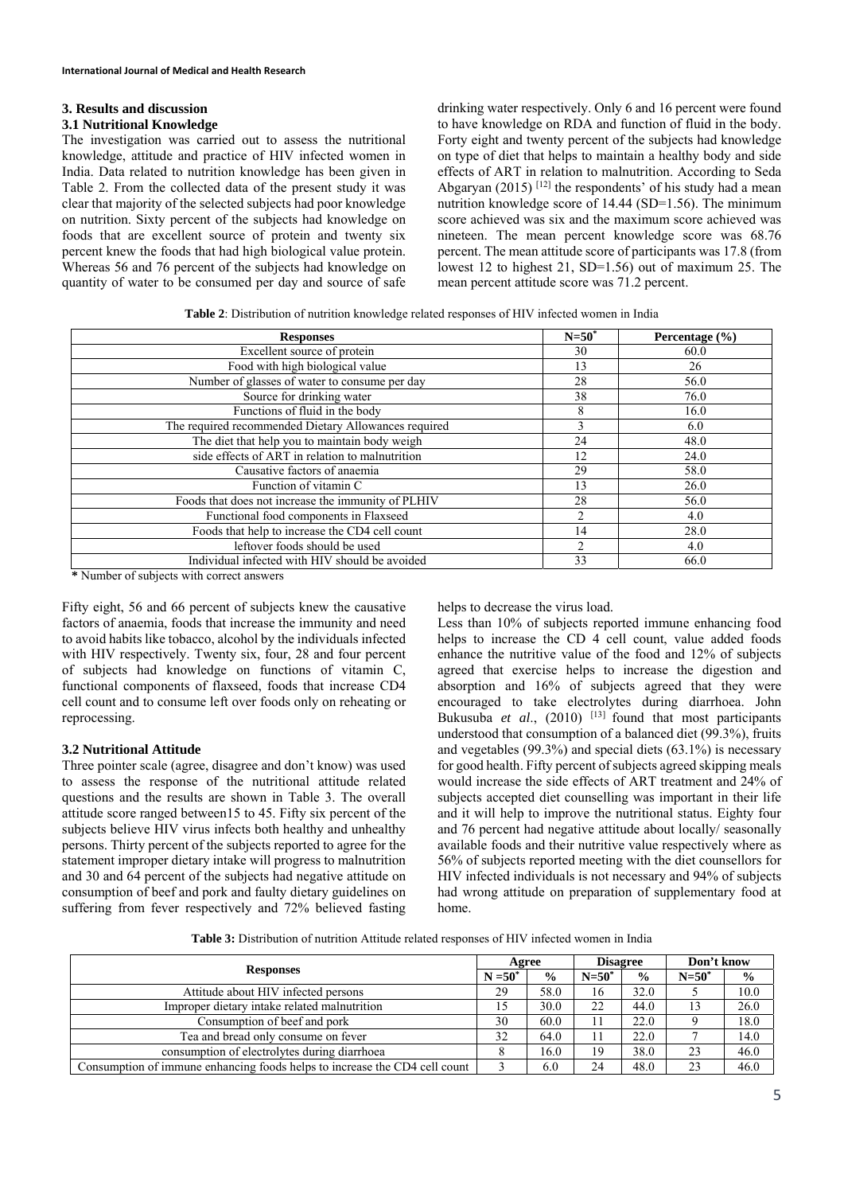## 3. Results and discussion

### 3.1 Nutritional Knowledge

The investigation was carried out to assess the nutritional knowledge, attitude and practice of HIV infected women in India. Data related to nutrition knowledge has been given in Table 2. From the collected data of the present study it was clear that majority of the selected subjects had poor knowledge on nutrition. Sixty percent of the subjects had knowledge on foods that are excellent source of protein and twenty six percent knew the foods that had high biological value protein. Whereas 56 and 76 percent of the subjects had knowledge on quantity of water to be consumed per day and source of safe drinking water respectively. Only 6 and 16 percent were found to have knowledge on RDA and function of fluid in the body. Forty eight and twenty percent of the subjects had knowledge on type of diet that helps to maintain a healthy body and side effects of ART in relation to malnutrition. According to Seda Abgaryan (2015) [12] the respondents' of his study had a mean nutrition knowledge score of 14.44 (SD=1.56). The minimum score achieved was six and the maximum score achieved was nineteen. The mean percent knowledge score was 68.76 percent. The mean attitude score of participants was 17.8 (from lowest 12 to highest 21, SD=1.56) out of maximum 25. The mean percent attitude score was 71.2 percent.

**Table 2**: Distribution of nutrition knowledge related responses of HIV infected women in India

| Responses | N=50* | Percentage (%) |
|---|---|---|
| Excellent source of protein | 30 | 60.0 |
| Food with high biological value | 13 | 26 |
| Number of glasses of water to consume per day | 28 | 56.0 |
| Source for drinking water | 38 | 76.0 |
| Functions of fluid in the body | 8 | 16.0 |
| The required recommended Dietary Allowances required | 3 | 6.0 |
| The diet that help you to maintain body weigh | 24 | 48.0 |
| side effects of ART in relation to malnutrition | 12 | 24.0 |
| Causative factors of anaemia | 29 | 58.0 |
| Function of vitamin C | 13 | 26.0 |
| Foods that does not increase the immunity of PLHIV | 28 | 56.0 |
| Functional food components in Flaxseed | 2 | 4.0 |
| Foods that help to increase the CD4 cell count | 14 | 28.0 |
| leftover foods should be used | 2 | 4.0 |
| Individual infected with HIV should be avoided | 33 | 66.0 |

**\*** Number of subjects with correct answers

Fifty eight, 56 and 66 percent of subjects knew the causative factors of anaemia, foods that increase the immunity and need to avoid habits like tobacco, alcohol by the individuals infected with HIV respectively. Twenty six, four, 28 and four percent of subjects had knowledge on functions of vitamin C, functional components of flaxseed, foods that increase CD4 cell count and to consume left over foods only on reheating or reprocessing.

### 3.2 Nutritional Attitude

Three pointer scale (agree, disagree and don't know) was used to assess the response of the nutritional attitude related questions and the results are shown in Table 3. The overall attitude score ranged between15 to 45. Fifty six percent of the subjects believe HIV virus infects both healthy and unhealthy persons. Thirty percent of the subjects reported to agree for the statement improper dietary intake will progress to malnutrition and 30 and 64 percent of the subjects had negative attitude on consumption of beef and pork and faulty dietary guidelines on suffering from fever respectively and 72% believed fasting helps to decrease the virus load.

Less than 10% of subjects reported immune enhancing food helps to increase the CD 4 cell count, value added foods enhance the nutritive value of the food and 12% of subjects agreed that exercise helps to increase the digestion and absorption and 16% of subjects agreed that they were encouraged to take electrolytes during diarrhoea. John Bukusuba *et al*., (2010) [13] found that most participants understood that consumption of a balanced diet (99.3%), fruits and vegetables (99.3%) and special diets (63.1%) is necessary for good health. Fifty percent of subjects agreed skipping meals would increase the side effects of ART treatment and 24% of subjects accepted diet counselling was important in their life and it will help to improve the nutritional status. Eighty four and 76 percent had negative attitude about locally/ seasonally available foods and their nutritive value respectively where as 56% of subjects reported meeting with the diet counsellors for HIV infected individuals is not necessary and 94% of subjects had wrong attitude on preparation of supplementary food at home.

**Table 3:** Distribution of nutrition Attitude related responses of HIV infected women in India

| Responses | Agree | | Disagree | | Don't know | |
|---|---|---|---|---|---|---|
| | N =50* | % | N=50* | % | N=50* | % |
| Attitude about HIV infected persons | 29 | 58.0 | 16 | 32.0 | 5 | 10.0 |
| Improper dietary intake related malnutrition | 15 | 30.0 | 22 | 44.0 | 13 | 26.0 |
| Consumption of beef and pork | 30 | 60.0 | 11 | 22.0 | 9 | 18.0 |
| Tea and bread only consume on fever | 32 | 64.0 | 11 | 22.0 | 7 | 14.0 |
| consumption of electrolytes during diarrhoea | 8 | 16.0 | 19 | 38.0 | 23 | 46.0 |
| Consumption of immune enhancing foods helps to increase the CD4 cell count | 3 | 6.0 | 24 | 48.0 | 23 | 46.0 |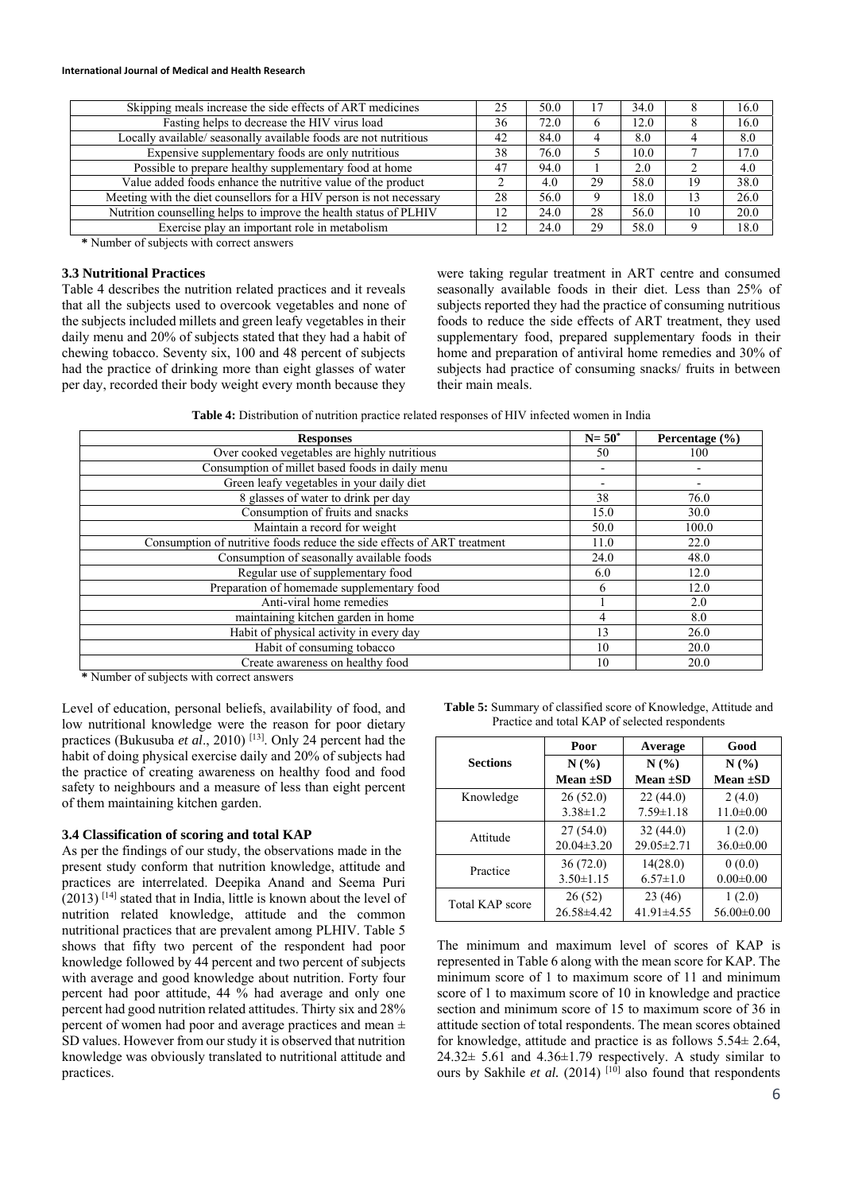| Skipping meals increase the side effects of ART medicines | 25 | 50.0 | 17 | 34.0 | 8 | 16.0 |
|---|---|---|---|---|---|---|
| Fasting helps to decrease the HIV virus load | 36 | 72.0 | 6 | 12.0 | 8 | 16.0 |
| Locally available/ seasonally available foods are not nutritious | 42 | 84.0 | 4 | 8.0 | 4 | 8.0 |
| Expensive supplementary foods are only nutritious | 38 | 76.0 | 5 | 10.0 | 7 | 17.0 |
| Possible to prepare healthy supplementary food at home | 47 | 94.0 | 1 | 2.0 | 2 | 4.0 |
| Value added foods enhance the nutritive value of the product | 2 | 4.0 | 29 | 58.0 | 19 | 38.0 |
| Meeting with the diet counsellors for a HIV person is not necessary | 28 | 56.0 | 9 | 18.0 | 13 | 26.0 |
| Nutrition counselling helps to improve the health status of PLHIV | 12 | 24.0 | 28 | 56.0 | 10 | 20.0 |
| Exercise play an important role in metabolism | 12 | 24.0 | 29 | 58.0 | 9 | 18.0 |

**\*** Number of subjects with correct answers

### 3.3 Nutritional Practices

Table 4 describes the nutrition related practices and it reveals that all the subjects used to overcook vegetables and none of the subjects included millets and green leafy vegetables in their daily menu and 20% of subjects stated that they had a habit of chewing tobacco. Seventy six, 100 and 48 percent of subjects had the practice of drinking more than eight glasses of water per day, recorded their body weight every month because they were taking regular treatment in ART centre and consumed seasonally available foods in their diet. Less than 25% of subjects reported they had the practice of consuming nutritious foods to reduce the side effects of ART treatment, they used supplementary food, prepared supplementary foods in their home and preparation of antiviral home remedies and 30% of subjects had practice of consuming snacks/ fruits in between their main meals.

**Table 4:** Distribution of nutrition practice related responses of HIV infected women in India

| Responses | N= 50* | Percentage (%) |
|---|---|---|
| Over cooked vegetables are highly nutritious | 50 | 100 |
| Consumption of millet based foods in daily menu | - | - |
| Green leafy vegetables in your daily diet | - | - |
| 8 glasses of water to drink per day | 38 | 76.0 |
| Consumption of fruits and snacks | 15.0 | 30.0 |
| Maintain a record for weight | 50.0 | 100.0 |
| Consumption of nutritive foods reduce the side effects of ART treatment | 11.0 | 22.0 |
| Consumption of seasonally available foods | 24.0 | 48.0 |
| Regular use of supplementary food | 6.0 | 12.0 |
| Preparation of homemade supplementary food | 6 | 12.0 |
| Anti-viral home remedies | 1 | 2.0 |
| maintaining kitchen garden in home | 4 | 8.0 |
| Habit of physical activity in every day | 13 | 26.0 |
| Habit of consuming tobacco | 10 | 20.0 |
| Create awareness on healthy food | 10 | 20.0 |

**\*** Number of subjects with correct answers

Level of education, personal beliefs, availability of food, and low nutritional knowledge were the reason for poor dietary practices (Bukusuba *et al*., 2010) [13]. Only 24 percent had the habit of doing physical exercise daily and 20% of subjects had the practice of creating awareness on healthy food and food safety to neighbours and a measure of less than eight percent of them maintaining kitchen garden.

### 3.4 Classification of scoring and total KAP

As per the findings of our study, the observations made in the present study conform that nutrition knowledge, attitude and practices are interrelated. Deepika Anand and Seema Puri (2013) [14] stated that in India, little is known about the level of nutrition related knowledge, attitude and the common nutritional practices that are prevalent among PLHIV. Table 5 shows that fifty two percent of the respondent had poor knowledge followed by 44 percent and two percent of subjects with average and good knowledge about nutrition. Forty four percent had poor attitude, 44 % had average and only one percent had good nutrition related attitudes. Thirty six and 28% percent of women had poor and average practices and mean ± SD values. However from our study it is observed that nutrition knowledge was obviously translated to nutritional attitude and practices.

**Table 5:** Summary of classified score of Knowledge, Attitude and Practice and total KAP of selected respondents

| Sections | Poor N (%) Mean ±SD | Average N (%) Mean ±SD | Good N (%) Mean ±SD |
|---|---|---|---|
| Knowledge | 26 (52.0) 3.38±1.2 | 22 (44.0) 7.59±1.18 | 2 (4.0) 11.0±0.00 |
| Attitude | 27 (54.0) 20.04±3.20 | 32 (44.0) 29.05±2.71 | 1 (2.0) 36.0±0.00 |
| Practice | 36 (72.0) 3.50±1.15 | 14(28.0) 6.57±1.0 | 0 (0.0) 0.00±0.00 |
| Total KAP score | 26 (52) 26.58±4.42 | 23 (46) 41.91±4.55 | 1 (2.0) 56.00±0.00 |

The minimum and maximum level of scores of KAP is represented in Table 6 along with the mean score for KAP. The minimum score of 1 to maximum score of 11 and minimum score of 1 to maximum score of 10 in knowledge and practice section and minimum score of 15 to maximum score of 36 in attitude section of total respondents. The mean scores obtained for knowledge, attitude and practice is as follows 5.54± 2.64, 24.32± 5.61 and 4.36±1.79 respectively. A study similar to ours by Sakhile *et al.* (2014) [10] also found that respondents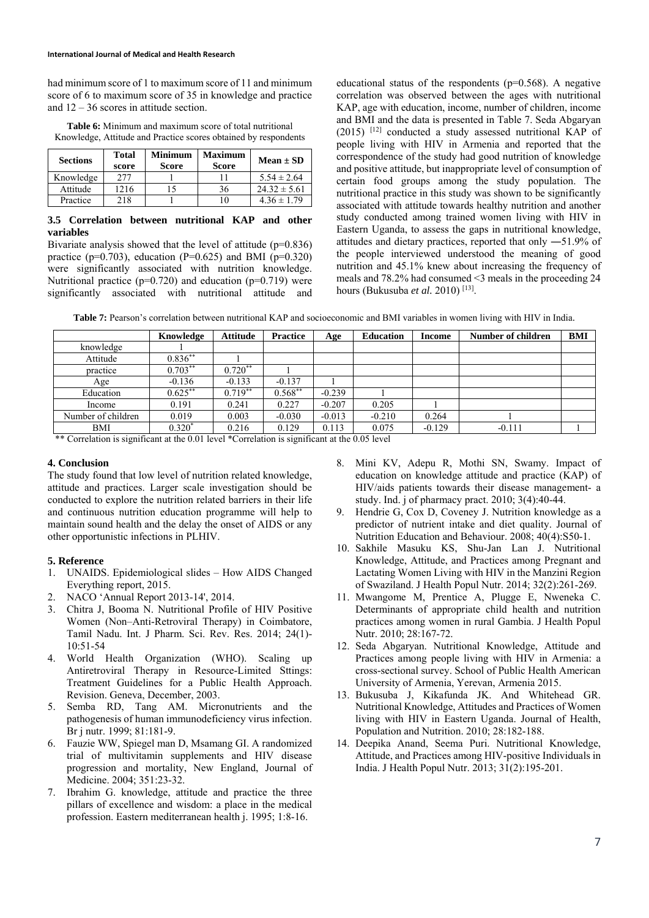had minimum score of 1 to maximum score of 11 and minimum score of 6 to maximum score of 35 in knowledge and practice and 12 – 36 scores in attitude section.

**Table 6:** Minimum and maximum score of total nutritional Knowledge, Attitude and Practice scores obtained by respondents

| Sections | Total score | Minimum Score | Maximum Score | Mean ± SD |
|---|---|---|---|---|
| Knowledge | 277 | 1 | 11 | 5.54 ± 2.64 |
| Attitude | 1216 | 15 | 36 | 24.32 ± 5.61 |
| Practice | 218 | 1 | 10 | 4.36 ± 1.79 |

### 3.5 Correlation between nutritional KAP and other variables

Bivariate analysis showed that the level of attitude (p=0.836) practice (p=0.703), education (P=0.625) and BMI (p=0.320) were significantly associated with nutrition knowledge. Nutritional practice (p=0.720) and education (p=0.719) were significantly associated with nutritional attitude and educational status of the respondents (p=0.568). A negative correlation was observed between the ages with nutritional KAP, age with education, income, number of children, income and BMI and the data is presented in Table 7. Seda Abgaryan (2015) [12] conducted a study assessed nutritional KAP of people living with HIV in Armenia and reported that the correspondence of the study had good nutrition of knowledge and positive attitude, but inappropriate level of consumption of certain food groups among the study population. The nutritional practice in this study was shown to be significantly associated with attitude towards healthy nutrition and another study conducted among trained women living with HIV in Eastern Uganda, to assess the gaps in nutritional knowledge, attitudes and dietary practices, reported that only ―51.9% of the people interviewed understood the meaning of good nutrition and 45.1% knew about increasing the frequency of meals and 78.2% had consumed <3 meals in the proceeding 24 hours (Bukusuba *et al.* 2010) [13].

**Table 7:** Pearson's correlation between nutritional KAP and socioeconomic and BMI variables in women living with HIV in India.

| | Knowledge | Attitude | Practice | Age | Education | Income | Number of children | BMI |
|---|---|---|---|---|---|---|---|---|
| knowledge | 1 | | | | | | | |
| Attitude | 0.836** | 1 | | | | | | |
| practice | 0.703** | 0.720** | 1 | | | | | |
| Age | -0.136 | -0.133 | -0.137 | 1 | | | | |
| Education | 0.625** | 0.719** | 0.568** | -0.239 | 1 | | | |
| Income | 0.191 | 0.241 | 0.227 | -0.207 | 0.205 | 1 | | |
| Number of children | 0.019 | 0.003 | -0.030 | -0.013 | -0.210 | 0.264 | 1 | |
| BMI | 0.320* | 0.216 | 0.129 | 0.113 | 0.075 | -0.129 | -0.111 | 1 |

** Correlation is significant at the 0.01 level *Correlation is significant at the 0.05 level

## 4. Conclusion

The study found that low level of nutrition related knowledge, attitude and practices. Larger scale investigation should be conducted to explore the nutrition related barriers in their life and continuous nutrition education programme will help to maintain sound health and the delay the onset of AIDS or any other opportunistic infections in PLHIV.

## 5. Reference

1. UNAIDS. Epidemiological slides – How AIDS Changed Everything report, 2015.
2. NACO 'Annual Report 2013-14', 2014.
3. Chitra J, Booma N. Nutritional Profile of HIV Positive Women (Non–Anti-Retroviral Therapy) in Coimbatore, Tamil Nadu. Int. J Pharm. Sci. Rev. Res. 2014; 24(1)-10:51-54
4. World Health Organization (WHO). Scaling up Antiretroviral Therapy in Resource-Limited Sttings: Treatment Guidelines for a Public Health Approach. Revision. Geneva, December, 2003.
5. Semba RD, Tang AM. Micronutrients and the pathogenesis of human immunodeficiency virus infection. Br j nutr. 1999; 81:181-9.
6. Fauzie WW, Spiegel man D, Msamang GI. A randomized trial of multivitamin supplements and HIV disease progression and mortality, New England, Journal of Medicine. 2004; 351:23-32.
7. Ibrahim G. knowledge, attitude and practice the three pillars of excellence and wisdom: a place in the medical profession. Eastern mediterranean health j. 1995; 1:8-16.
8. Mini KV, Adepu R, Mothi SN, Swamy. Impact of education on knowledge attitude and practice (KAP) of HIV/aids patients towards their disease management- a study. Ind. j of pharmacy pract. 2010; 3(4):40-44.
9. Hendrie G, Cox D, Coveney J. Nutrition knowledge as a predictor of nutrient intake and diet quality. Journal of Nutrition Education and Behaviour. 2008; 40(4):S50-1.
10. Sakhile Masuku KS, Shu-Jan Lan J. Nutritional Knowledge, Attitude, and Practices among Pregnant and Lactating Women Living with HIV in the Manzini Region of Swaziland. J Health Popul Nutr. 2014; 32(2):261-269.
11. Mwangome M, Prentice A, Plugge E, Nweneka C. Determinants of appropriate child health and nutrition practices among women in rural Gambia. J Health Popul Nutr. 2010; 28:167-72.
12. Seda Abgaryan. Nutritional Knowledge, Attitude and Practices among people living with HIV in Armenia: a cross-sectional survey. School of Public Health American University of Armenia, Yerevan, Armenia 2015.
13. Bukusuba J, Kikafunda JK. And Whitehead GR. Nutritional Knowledge, Attitudes and Practices of Women living with HIV in Eastern Uganda. Journal of Health, Population and Nutrition. 2010; 28:182-188.
14. Deepika Anand, Seema Puri. Nutritional Knowledge, Attitude, and Practices among HIV-positive Individuals in India. J Health Popul Nutr. 2013; 31(2):195-201.